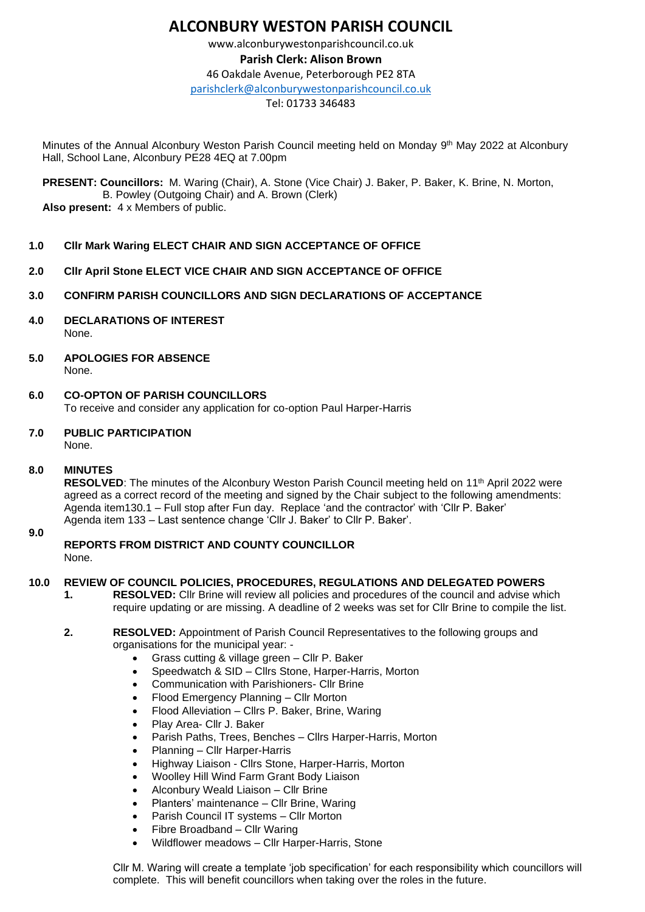# ALCONBURY WESTON PARISH COUNCIL

www.alconburywestonparishcouncil.co.uk

**Parish Clerk: Alison Brown**

46 Oakdale Avenue, Peterborough PE2 8TA

parishclerk@alconburywestonparishcouncil.co.uk

Tel: 01733 346483

Minutes of the Annual Alconbury Weston Parish Council meeting held on Monday 9th May 2022 at Alconbury Hall, School Lane, Alconbury PE28 4EQ at 7.00pm

**PRESENT: Councillors:** M. Waring (Chair), A. Stone (Vice Chair) J. Baker, P. Baker, K. Brine, N. Morton, B. Powley (Outgoing Chair) and A. Brown (Clerk)
**Also present:** 4 x Members of public.

**1.0 Cllr Mark Waring ELECT CHAIR AND SIGN ACCEPTANCE OF OFFICE**

**2.0 Cllr April Stone ELECT VICE CHAIR AND SIGN ACCEPTANCE OF OFFICE**

**3.0 CONFIRM PARISH COUNCILLORS AND SIGN DECLARATIONS OF ACCEPTANCE**

**4.0 DECLARATIONS OF INTEREST**
None.

**5.0 APOLOGIES FOR ABSENCE**
None.

**6.0 CO-OPTON OF PARISH COUNCILLORS**
To receive and consider any application for co-option Paul Harper-Harris

**7.0 PUBLIC PARTICIPATION**
None.

**8.0 MINUTES**
**RESOLVED**: The minutes of the Alconbury Weston Parish Council meeting held on 11th April 2022 were agreed as a correct record of the meeting and signed by the Chair subject to the following amendments:
Agenda item130.1 – Full stop after Fun day. Replace 'and the contractor' with 'Cllr P. Baker'
Agenda item 133 – Last sentence change 'Cllr J. Baker' to Cllr P. Baker'.

**9.0 REPORTS FROM DISTRICT AND COUNTY COUNCILLOR**
None.

**10.0 REVIEW OF COUNCIL POLICIES, PROCEDURES, REGULATIONS AND DELEGATED POWERS**

**1.** **RESOLVED:** Cllr Brine will review all policies and procedures of the council and advise which require updating or are missing. A deadline of 2 weeks was set for Cllr Brine to compile the list.

**2.** **RESOLVED:** Appointment of Parish Council Representatives to the following groups and organisations for the municipal year: -

- Grass cutting & village green – Cllr P. Baker
- Speedwatch & SID – Cllrs Stone, Harper-Harris, Morton
- Communication with Parishioners- Cllr Brine
- Flood Emergency Planning – Cllr Morton
- Flood Alleviation – Cllrs P. Baker, Brine, Waring
- Play Area- Cllr J. Baker
- Parish Paths, Trees, Benches – Cllrs Harper-Harris, Morton
- Planning – Cllr Harper-Harris
- Highway Liaison - Cllrs Stone, Harper-Harris, Morton
- Woolley Hill Wind Farm Grant Body Liaison
- Alconbury Weald Liaison – Cllr Brine
- Planters' maintenance – Cllr Brine, Waring
- Parish Council IT systems – Cllr Morton
- Fibre Broadband – Cllr Waring
- Wildflower meadows – Cllr Harper-Harris, Stone

Cllr M. Waring will create a template 'job specification' for each responsibility which councillors will complete. This will benefit councillors when taking over the roles in the future.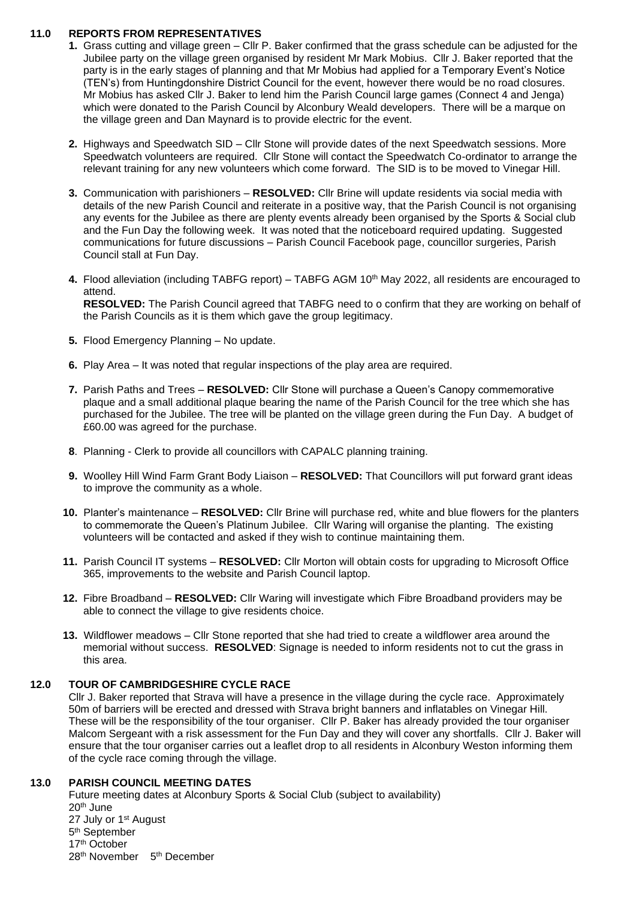## 11.0 REPORTS FROM REPRESENTATIVES

1. Grass cutting and village green – Cllr P. Baker confirmed that the grass schedule can be adjusted for the Jubilee party on the village green organised by resident Mr Mark Mobius. Cllr J. Baker reported that the party is in the early stages of planning and that Mr Mobius had applied for a Temporary Event's Notice (TEN's) from Huntingdonshire District Council for the event, however there would be no road closures. Mr Mobius has asked Cllr J. Baker to lend him the Parish Council large games (Connect 4 and Jenga) which were donated to the Parish Council by Alconbury Weald developers. There will be a marque on the village green and Dan Maynard is to provide electric for the event.

2. Highways and Speedwatch SID – Cllr Stone will provide dates of the next Speedwatch sessions. More Speedwatch volunteers are required. Cllr Stone will contact the Speedwatch Co-ordinator to arrange the relevant training for any new volunteers which come forward. The SID is to be moved to Vinegar Hill.

3. Communication with parishioners – **RESOLVED:** Cllr Brine will update residents via social media with details of the new Parish Council and reiterate in a positive way, that the Parish Council is not organising any events for the Jubilee as there are plenty events already been organised by the Sports & Social club and the Fun Day the following week. It was noted that the noticeboard required updating. Suggested communications for future discussions – Parish Council Facebook page, councillor surgeries, Parish Council stall at Fun Day.

4. Flood alleviation (including TABFG report) – TABFG AGM 10th May 2022, all residents are encouraged to attend.
   **RESOLVED:** The Parish Council agreed that TABFG need to o confirm that they are working on behalf of the Parish Councils as it is them which gave the group legitimacy.

5. Flood Emergency Planning – No update.

6. Play Area – It was noted that regular inspections of the play area are required.

7. Parish Paths and Trees – **RESOLVED:** Cllr Stone will purchase a Queen's Canopy commemorative plaque and a small additional plaque bearing the name of the Parish Council for the tree which she has purchased for the Jubilee. The tree will be planted on the village green during the Fun Day. A budget of £60.00 was agreed for the purchase.

8. Planning - Clerk to provide all councillors with CAPALC planning training.

9. Woolley Hill Wind Farm Grant Body Liaison – **RESOLVED:** That Councillors will put forward grant ideas to improve the community as a whole.

10. Planter's maintenance – **RESOLVED:** Cllr Brine will purchase red, white and blue flowers for the planters to commemorate the Queen's Platinum Jubilee. Cllr Waring will organise the planting. The existing volunteers will be contacted and asked if they wish to continue maintaining them.

11. Parish Council IT systems – **RESOLVED:** Cllr Morton will obtain costs for upgrading to Microsoft Office 365, improvements to the website and Parish Council laptop.

12. Fibre Broadband – **RESOLVED:** Cllr Waring will investigate which Fibre Broadband providers may be able to connect the village to give residents choice.

13. Wildflower meadows – Cllr Stone reported that she had tried to create a wildflower area around the memorial without success. **RESOLVED**: Signage is needed to inform residents not to cut the grass in this area.

## 12.0 TOUR OF CAMBRIDGESHIRE CYCLE RACE

Cllr J. Baker reported that Strava will have a presence in the village during the cycle race. Approximately 50m of barriers will be erected and dressed with Strava bright banners and inflatables on Vinegar Hill. These will be the responsibility of the tour organiser. Cllr P. Baker has already provided the tour organiser Malcom Sergeant with a risk assessment for the Fun Day and they will cover any shortfalls. Cllr J. Baker will ensure that the tour organiser carries out a leaflet drop to all residents in Alconbury Weston informing them of the cycle race coming through the village.

## 13.0 PARISH COUNCIL MEETING DATES

Future meeting dates at Alconbury Sports & Social Club (subject to availability)
20th June
27 July or 1st August
5th September
17th October
28th November 5th December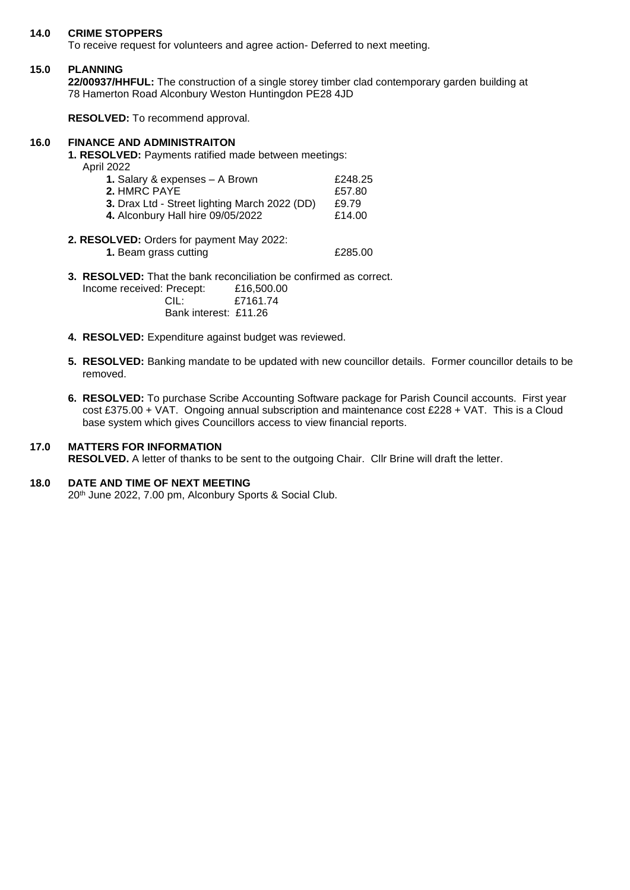**14.0 CRIME STOPPERS**

To receive request for volunteers and agree action- Deferred to next meeting.

**15.0 PLANNING**

**22/00937/HHFUL:** The construction of a single storey timber clad contemporary garden building at 78 Hamerton Road Alconbury Weston Huntingdon PE28 4JD

**RESOLVED:** To recommend approval.

**16.0 FINANCE AND ADMINISTRAITON**

**1. RESOLVED:** Payments ratified made between meetings:

April 2022

| | |
|---|---|
| **1.** Salary & expenses – A Brown | £248.25 |
| **2.** HMRC PAYE | £57.80 |
| **3.** Drax Ltd - Street lighting March 2022 (DD) | £9.79 |
| **4.** Alconbury Hall hire 09/05/2022 | £14.00 |

**2. RESOLVED:** Orders for payment May 2022:

| | |
|---|---|
| **1.** Beam grass cutting | £285.00 |

**3. RESOLVED:** That the bank reconciliation be confirmed as correct.

Income received: Precept: £16,500.00
CIL: £7161.74
Bank interest: £11.26

**4. RESOLVED:** Expenditure against budget was reviewed.

**5. RESOLVED:** Banking mandate to be updated with new councillor details. Former councillor details to be removed.

**6. RESOLVED:** To purchase Scribe Accounting Software package for Parish Council accounts. First year cost £375.00 + VAT. Ongoing annual subscription and maintenance cost £228 + VAT. This is a Cloud base system which gives Councillors access to view financial reports.

**17.0 MATTERS FOR INFORMATION**

**RESOLVED.** A letter of thanks to be sent to the outgoing Chair. Cllr Brine will draft the letter.

**18.0 DATE AND TIME OF NEXT MEETING**

20th June 2022, 7.00 pm, Alconbury Sports & Social Club.